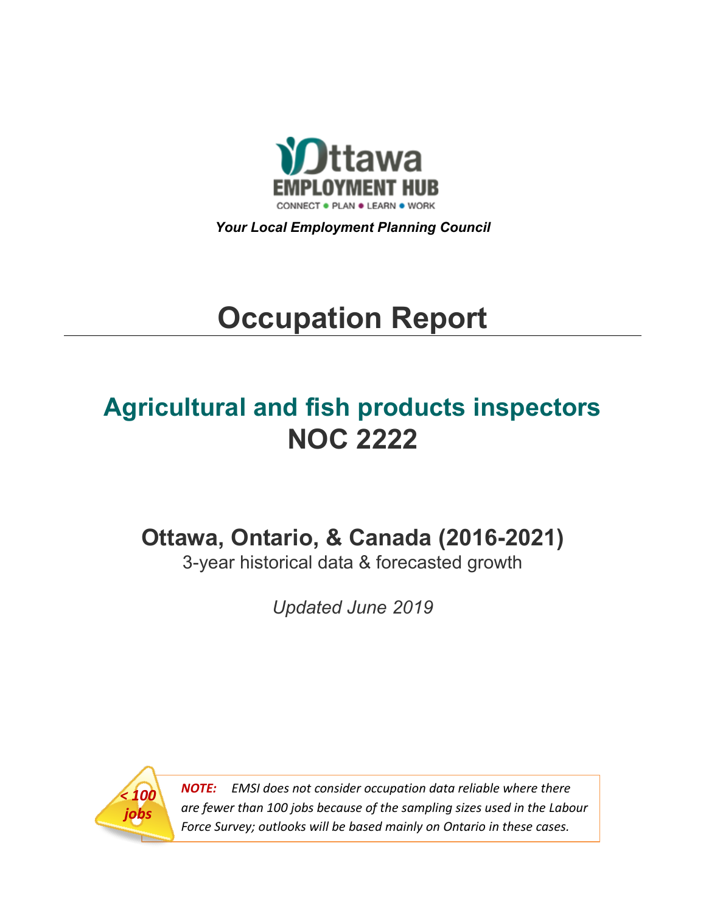Ottawa EMPLOYMENT HUB

CONNECT • PLAN • LEARN • WORK

***Your Local Employment Planning Council***

# Occupation Report

## Agricultural and fish products inspectors NOC 2222

### Ottawa, Ontario, & Canada (2016-2021)

3-year historical data & forecasted growth

*Updated June 2019*

< 100 jobs

***NOTE:*** *EMSI does not consider occupation data reliable where there are fewer than 100 jobs because of the sampling sizes used in the Labour Force Survey; outlooks will be based mainly on Ontario in these cases.*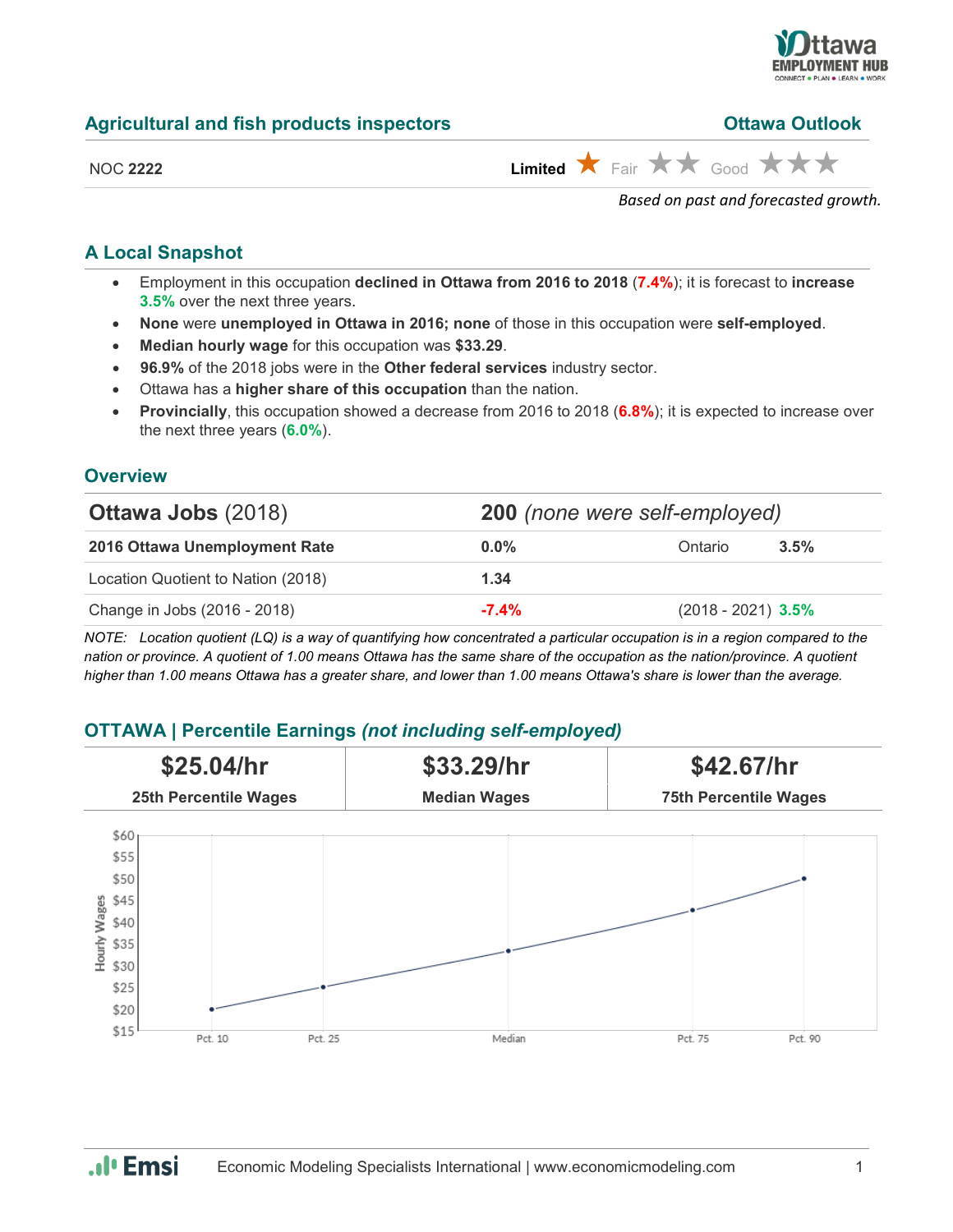## Agricultural and fish products inspectors

**Ottawa Outlook**

NOC **2222**

**Limited** ★ Fair ★★ Good ★★★

*Based on past and forecasted growth.*

### A Local Snapshot

- Employment in this occupation **declined in Ottawa from 2016 to 2018** (**7.4%**); it is forecast to **increase 3.5%** over the next three years.
- **None** were **unemployed in Ottawa in 2016; none** of those in this occupation were **self-employed**.
- **Median hourly wage** for this occupation was **$33.29**.
- **96.9%** of the 2018 jobs were in the **Other federal services** industry sector.
- Ottawa has a **higher share of this occupation** than the nation.
- **Provincially**, this occupation showed a decrease from 2016 to 2018 (**6.8%**); it is expected to increase over the next three years (**6.0%**).

### Overview

| **Ottawa Jobs** (2018) | **200** *(none were self-employed)* | | |
|---|---|---|---|
| **2016 Ottawa Unemployment Rate** | **0.0%** | Ontario | **3.5%** |
| Location Quotient to Nation (2018) | **1.34** | | |
| Change in Jobs (2016 - 2018) | **-7.4%** | (2018 - 2021) | **3.5%** |

*NOTE: Location quotient (LQ) is a way of quantifying how concentrated a particular occupation is in a region compared to the nation or province. A quotient of 1.00 means Ottawa has the same share of the occupation as the nation/province. A quotient higher than 1.00 means Ottawa has a greater share, and lower than 1.00 means Ottawa's share is lower than the average.*

### OTTAWA | Percentile Earnings *(not including self-employed)*

| $25.04/hr | $33.29/hr | $42.67/hr |
|---|---|---|
| **25th Percentile Wages** | **Median Wages** | **75th Percentile Wages** |

| Percentile | Hourly Wages |
|---|---|
| Pct. 10 | ~$20 |
| Pct. 25 | $25.04 |
| Median | $33.29 |
| Pct. 75 | $42.67 |
| Pct. 90 | ~$50 |

Economic Modeling Specialists International | www.economicmodeling.com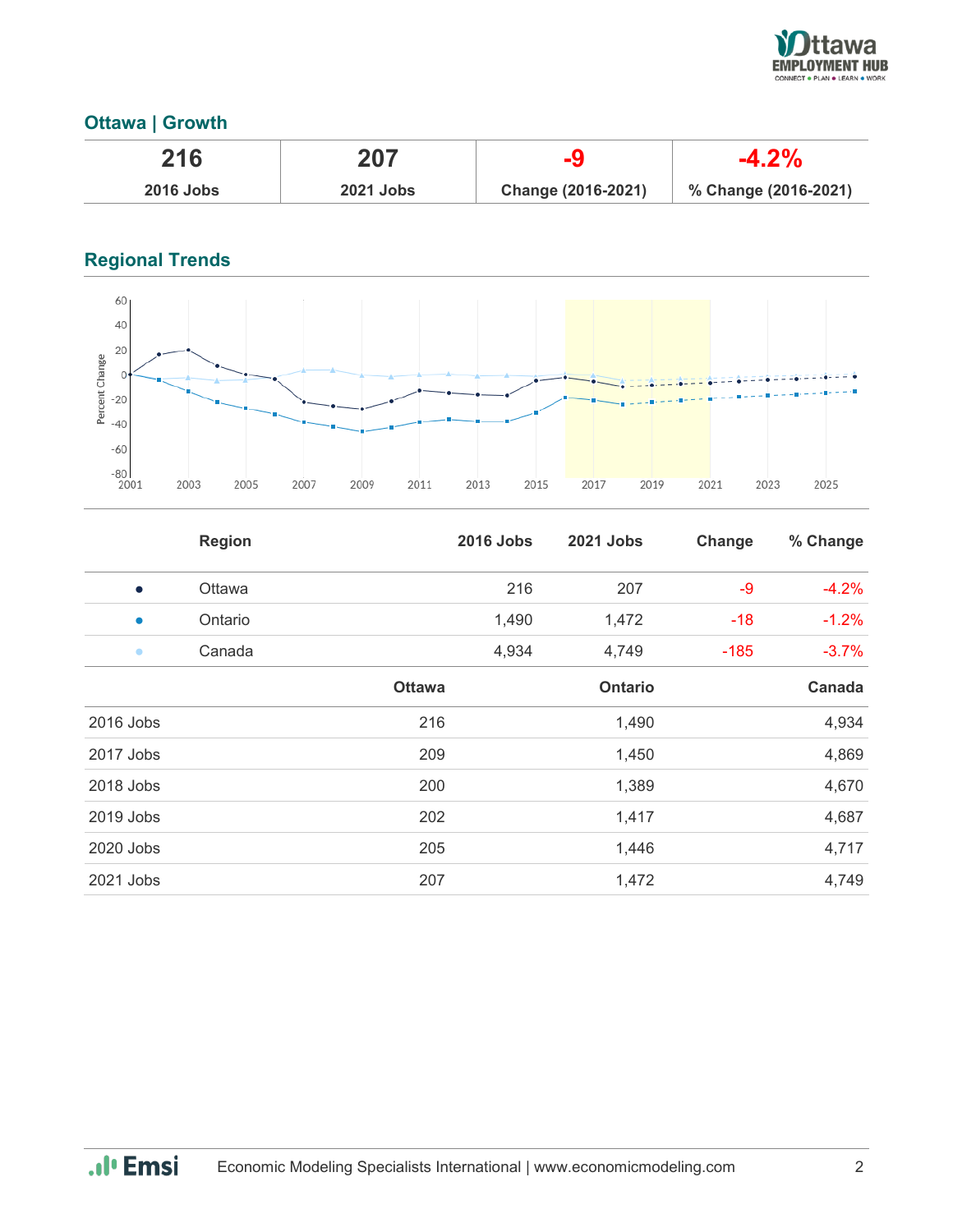## Ottawa | Growth

| 216 | 207 | -9 | -4.2% |
|---|---|---|---|
| 2016 Jobs | 2021 Jobs | Change (2016-2021) | % Change (2016-2021) |

## Regional Trends

| | Region | 2016 Jobs | 2021 Jobs | Change | % Change |
|---|---|---|---|---|---|
| ● | Ottawa | 216 | 207 | -9 | -4.2% |
| ● | Ontario | 1,490 | 1,472 | -18 | -1.2% |
| ● | Canada | 4,934 | 4,749 | -185 | -3.7% |

| | Ottawa | Ontario | Canada |
|---|---|---|---|
| 2016 Jobs | 216 | 1,490 | 4,934 |
| 2017 Jobs | 209 | 1,450 | 4,869 |
| 2018 Jobs | 200 | 1,389 | 4,670 |
| 2019 Jobs | 202 | 1,417 | 4,687 |
| 2020 Jobs | 205 | 1,446 | 4,717 |
| 2021 Jobs | 207 | 1,472 | 4,749 |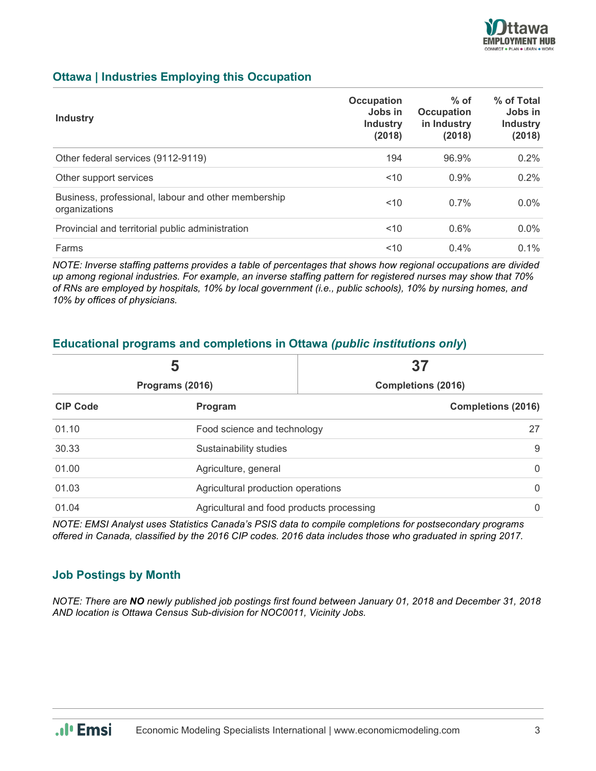## Ottawa | Industries Employing this Occupation

| Industry | Occupation Jobs in Industry (2018) | % of Occupation in Industry (2018) | % of Total Jobs in Industry (2018) |
|---|---|---|---|
| Other federal services (9112-9119) | 194 | 96.9% | 0.2% |
| Other support services | <10 | 0.9% | 0.2% |
| Business, professional, labour and other membership organizations | <10 | 0.7% | 0.0% |
| Provincial and territorial public administration | <10 | 0.6% | 0.0% |
| Farms | <10 | 0.4% | 0.1% |

*NOTE: Inverse staffing patterns provides a table of percentages that shows how regional occupations are divided up among regional industries. For example, an inverse staffing pattern for registered nurses may show that 70% of RNs are employed by hospitals, 10% by local government (i.e., public schools), 10% by nursing homes, and 10% by offices of physicians.*

## Educational programs and completions in Ottawa *(public institutions only)*

| 5 | 37 |
|---|---|
| **Programs (2016)** | **Completions (2016)** |

| CIP Code | Program | Completions (2016) |
|---|---|---|
| 01.10 | Food science and technology | 27 |
| 30.33 | Sustainability studies | 9 |
| 01.00 | Agriculture, general | 0 |
| 01.03 | Agricultural production operations | 0 |
| 01.04 | Agricultural and food products processing | 0 |

*NOTE: EMSI Analyst uses Statistics Canada's PSIS data to compile completions for postsecondary programs offered in Canada, classified by the 2016 CIP codes. 2016 data includes those who graduated in spring 2017.*

## Job Postings by Month

*NOTE: There are **NO** newly published job postings first found between January 01, 2018 and December 31, 2018 AND location is Ottawa Census Sub-division for NOC0011, Vicinity Jobs.*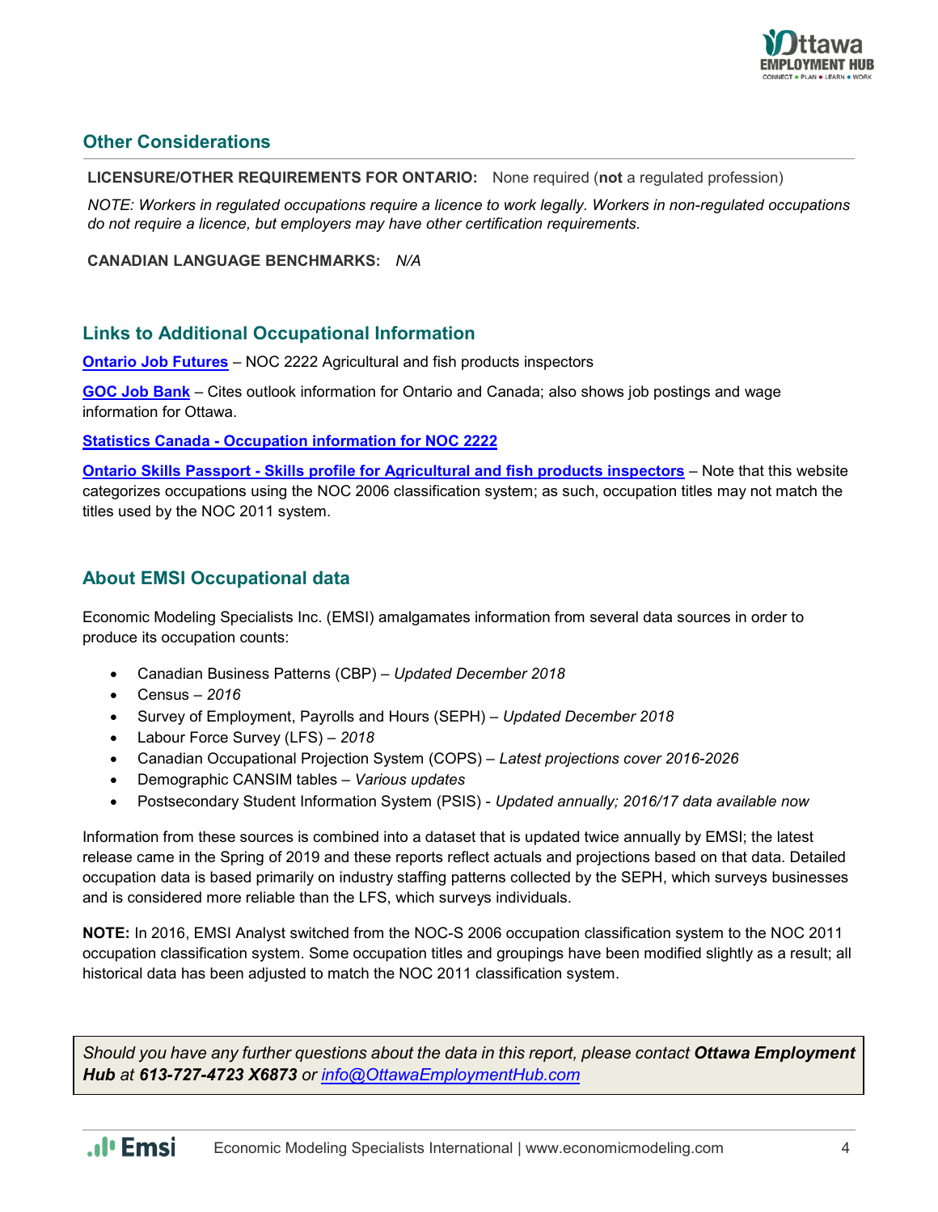## Other Considerations

**LICENSURE/OTHER REQUIREMENTS FOR ONTARIO:** None required (**not** a regulated profession)

*NOTE: Workers in regulated occupations require a licence to work legally. Workers in non-regulated occupations do not require a licence, but employers may have other certification requirements.*

**CANADIAN LANGUAGE BENCHMARKS:** *N/A*

## Links to Additional Occupational Information

**Ontario Job Futures** – NOC 2222 Agricultural and fish products inspectors

**GOC Job Bank** – Cites outlook information for Ontario and Canada; also shows job postings and wage information for Ottawa.

**Statistics Canada - Occupation information for NOC 2222**

**Ontario Skills Passport - Skills profile for Agricultural and fish products inspectors** – Note that this website categorizes occupations using the NOC 2006 classification system; as such, occupation titles may not match the titles used by the NOC 2011 system.

## About EMSI Occupational data

Economic Modeling Specialists Inc. (EMSI) amalgamates information from several data sources in order to produce its occupation counts:

- Canadian Business Patterns (CBP) – *Updated December 2018*
- Census – *2016*
- Survey of Employment, Payrolls and Hours (SEPH) – *Updated December 2018*
- Labour Force Survey (LFS) – *2018*
- Canadian Occupational Projection System (COPS) – *Latest projections cover 2016-2026*
- Demographic CANSIM tables – *Various updates*
- Postsecondary Student Information System (PSIS) - *Updated annually; 2016/17 data available now*

Information from these sources is combined into a dataset that is updated twice annually by EMSI; the latest release came in the Spring of 2019 and these reports reflect actuals and projections based on that data. Detailed occupation data is based primarily on industry staffing patterns collected by the SEPH, which surveys businesses and is considered more reliable than the LFS, which surveys individuals.

**NOTE:** In 2016, EMSI Analyst switched from the NOC-S 2006 occupation classification system to the NOC 2011 occupation classification system. Some occupation titles and groupings have been modified slightly as a result; all historical data has been adjusted to match the NOC 2011 classification system.

*Should you have any further questions about the data in this report, please contact **Ottawa Employment Hub** at **613-727-4723 X6873** or info@OttawaEmploymentHub.com*